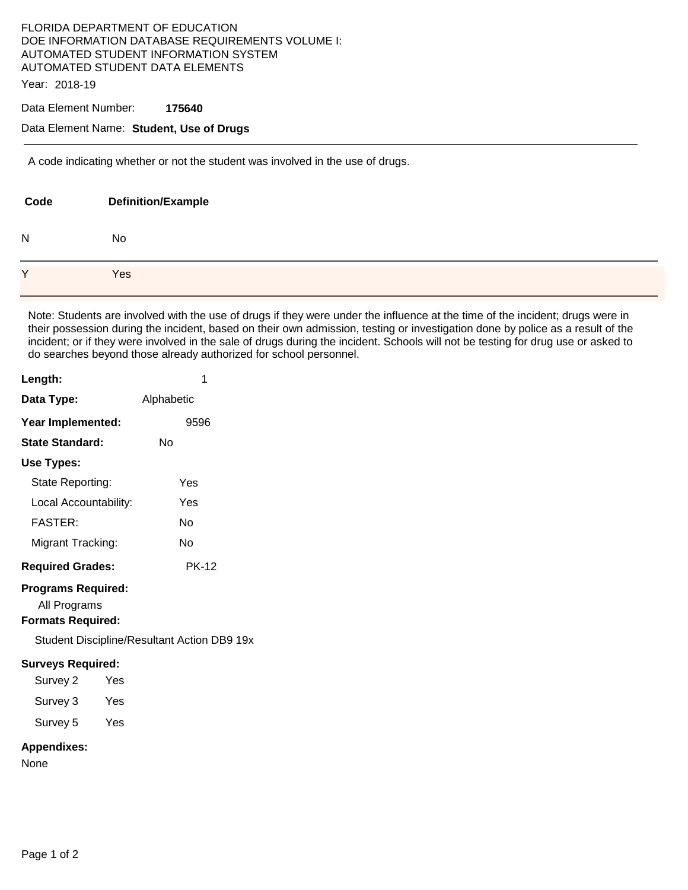FLORIDA DEPARTMENT OF EDUCATION
DOE INFORMATION DATABASE REQUIREMENTS VOLUME I:
AUTOMATED STUDENT INFORMATION SYSTEM
AUTOMATED STUDENT DATA ELEMENTS

Year: 2018-19

Data Element Number: **175640**

Data Element Name: **Student, Use of Drugs**

---

A code indicating whether or not the student was involved in the use of drugs.

| Code | Definition/Example |
|---|---|
| N | No |
| Y | Yes |

Note: Students are involved with the use of drugs if they were under the influence at the time of the incident; drugs were in their possession during the incident, based on their own admission, testing or investigation done by police as a result of the incident; or if they were involved in the sale of drugs during the incident. Schools will not be testing for drug use or asked to do searches beyond those already authorized for school personnel.

**Length:** 1

**Data Type:** Alphabetic

**Year Implemented:** 9596

**State Standard:** No

**Use Types:**

- State Reporting: Yes
- Local Accountability: Yes
- FASTER: No
- Migrant Tracking: No

**Required Grades:** PK-12

**Programs Required:**

All Programs

**Formats Required:**

Student Discipline/Resultant Action DB9 19x

**Surveys Required:**

- Survey 2 Yes
- Survey 3 Yes
- Survey 5 Yes

**Appendixes:**

None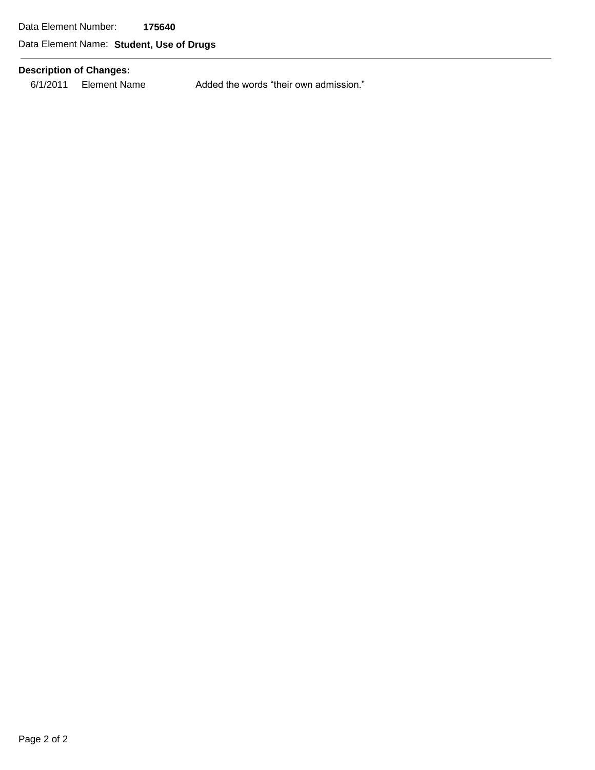Data Element Number: **175640**

Data Element Name: **Student, Use of Drugs**

---

**Description of Changes:**

| | | |
|---|---|---|
| 6/1/2011 | Element Name | Added the words “their own admission.” |